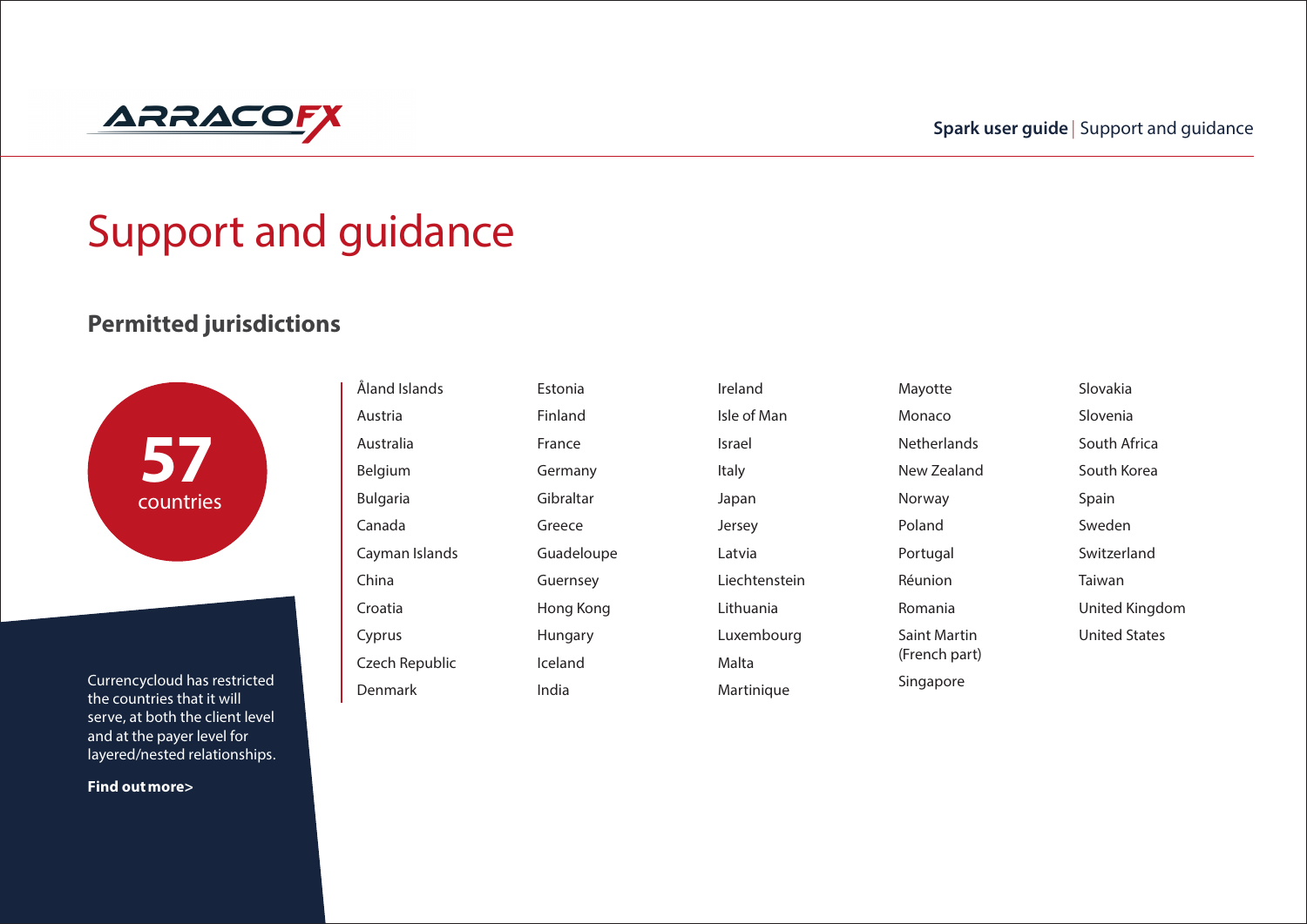# Support and guidance

## Permitted jurisdictions

**57** countries

- Åland Islands
- Austria
- Australia
- Belgium
- Bulgaria
- Canada
- Cayman Islands
- China
- Croatia
- Cyprus
- Czech Republic
- Denmark
- Estonia
- Finland
- France
- Germany
- Gibraltar
- Greece
- Guadeloupe
- Guernsey
- Hong Kong
- Hungary
- Iceland
- India
- Ireland
- Isle of Man
- Israel
- Italy
- Japan
- Jersey
- Latvia
- Liechtenstein
- Lithuania
- Luxembourg
- Malta
- Martinique
- Mayotte
- Monaco
- Netherlands
- New Zealand
- Norway
- Poland
- Portugal
- Réunion
- Romania
- Saint Martin (French part)
- Singapore
- Slovakia
- Slovenia
- South Africa
- South Korea
- Spain
- Sweden
- Switzerland
- Taiwan
- United Kingdom
- United States

Currencycloud has restricted the countries that it will serve, at both the client level and at the payer level for layered/nested relationships.

**Find out more>**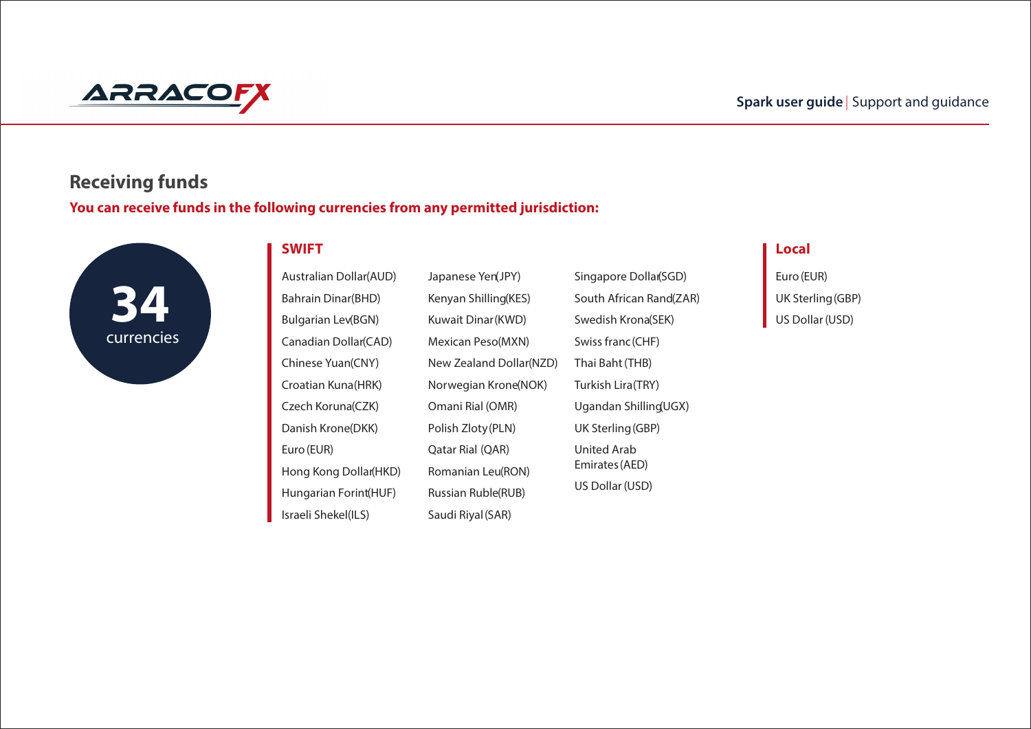## Receiving funds

**You can receive funds in the following currencies from any permitted jurisdiction:**

**34** currencies

### SWIFT

- Australian Dollar (AUD)
- Bahrain Dinar (BHD)
- Bulgarian Lev (BGN)
- Canadian Dollar (CAD)
- Chinese Yuan (CNY)
- Croatian Kuna (HRK)
- Czech Koruna (CZK)
- Danish Krone (DKK)
- Euro (EUR)
- Hong Kong Dollar (HKD)
- Hungarian Forint (HUF)
- Israeli Shekel (ILS)
- Japanese Yen (JPY)
- Kenyan Shilling (KES)
- Kuwait Dinar (KWD)
- Mexican Peso (MXN)
- New Zealand Dollar (NZD)
- Norwegian Krone (NOK)
- Omani Rial (OMR)
- Polish Zloty (PLN)
- Qatar Rial (QAR)
- Romanian Leu (RON)
- Russian Ruble (RUB)
- Saudi Riyal (SAR)
- Singapore Dollar (SGD)
- South African Rand (ZAR)
- Swedish Krona (SEK)
- Swiss franc (CHF)
- Thai Baht (THB)
- Turkish Lira (TRY)
- Ugandan Shilling (UGX)
- UK Sterling (GBP)
- United Arab Emirates (AED)
- US Dollar (USD)

### Local

- Euro (EUR)
- UK Sterling (GBP)
- US Dollar (USD)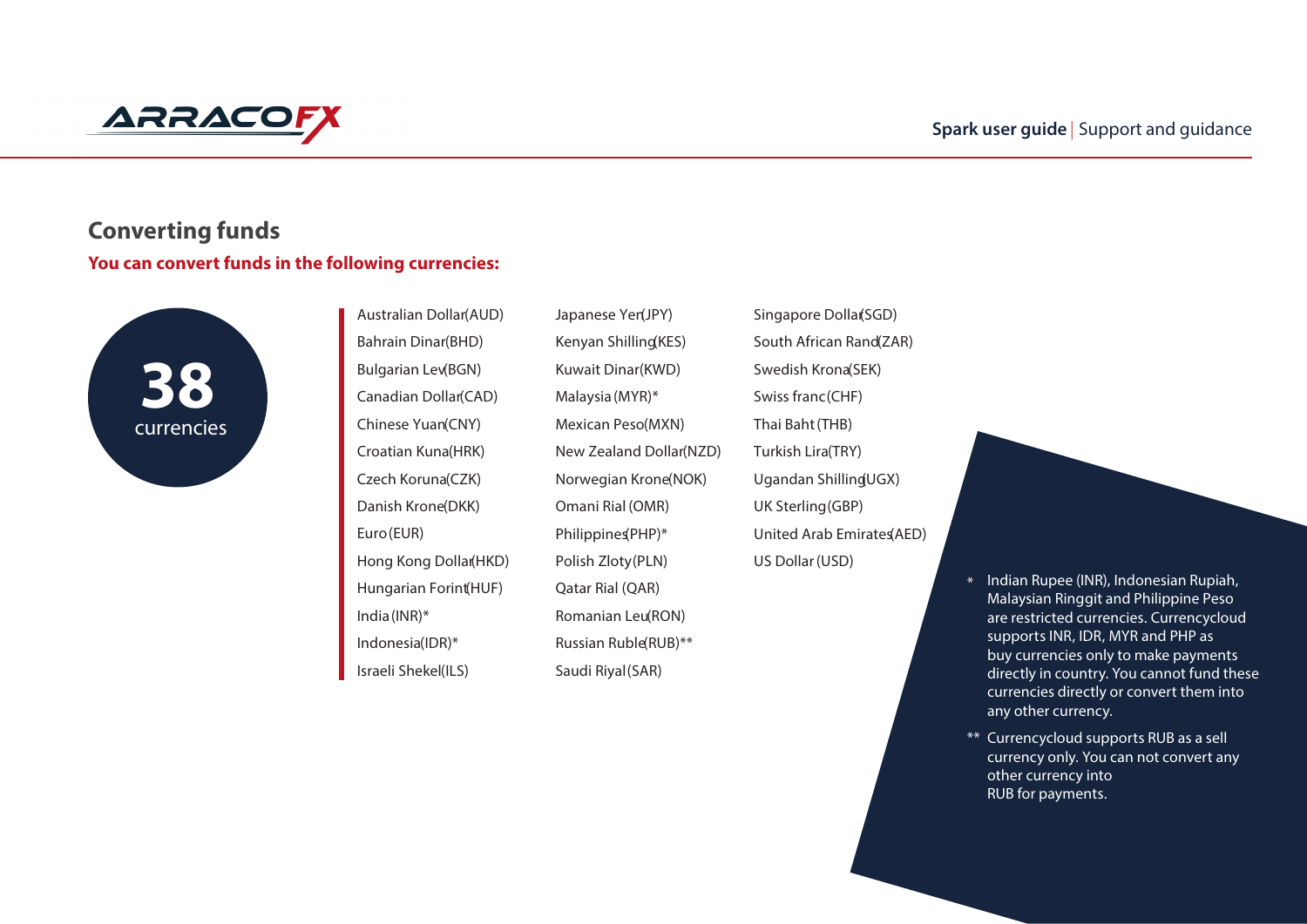## Converting funds

**You can convert funds in the following currencies:**

**38** currencies

- Australian Dollar (AUD)
- Bahrain Dinar (BHD)
- Bulgarian Lev (BGN)
- Canadian Dollar (CAD)
- Chinese Yuan (CNY)
- Croatian Kuna (HRK)
- Czech Koruna (CZK)
- Danish Krone (DKK)
- Euro (EUR)
- Hong Kong Dollar (HKD)
- Hungarian Forint (HUF)
- India (INR)*
- Indonesia (IDR)*
- Israeli Shekel (ILS)
- Japanese Yen (JPY)
- Kenyan Shilling (KES)
- Kuwait Dinar (KWD)
- Malaysia (MYR)*
- Mexican Peso (MXN)
- New Zealand Dollar (NZD)
- Norwegian Krone (NOK)
- Omani Rial (OMR)
- Philippines (PHP)*
- Polish Zloty (PLN)
- Qatar Rial (QAR)
- Romanian Leu (RON)
- Russian Ruble (RUB)**
- Saudi Riyal (SAR)
- Singapore Dollar (SGD)
- South African Rand (ZAR)
- Swedish Krona (SEK)
- Swiss franc (CHF)
- Thai Baht (THB)
- Turkish Lira (TRY)
- Ugandan Shilling (UGX)
- UK Sterling (GBP)
- United Arab Emirates (AED)
- US Dollar (USD)

\* Indian Rupee (INR), Indonesian Rupiah, Malaysian Ringgit and Philippine Peso are restricted currencies. Currencycloud supports INR, IDR, MYR and PHP as buy currencies only to make payments directly in country. You cannot fund these currencies directly or convert them into any other currency.

** Currencycloud supports RUB as a sell currency only. You can not convert any other currency into RUB for payments.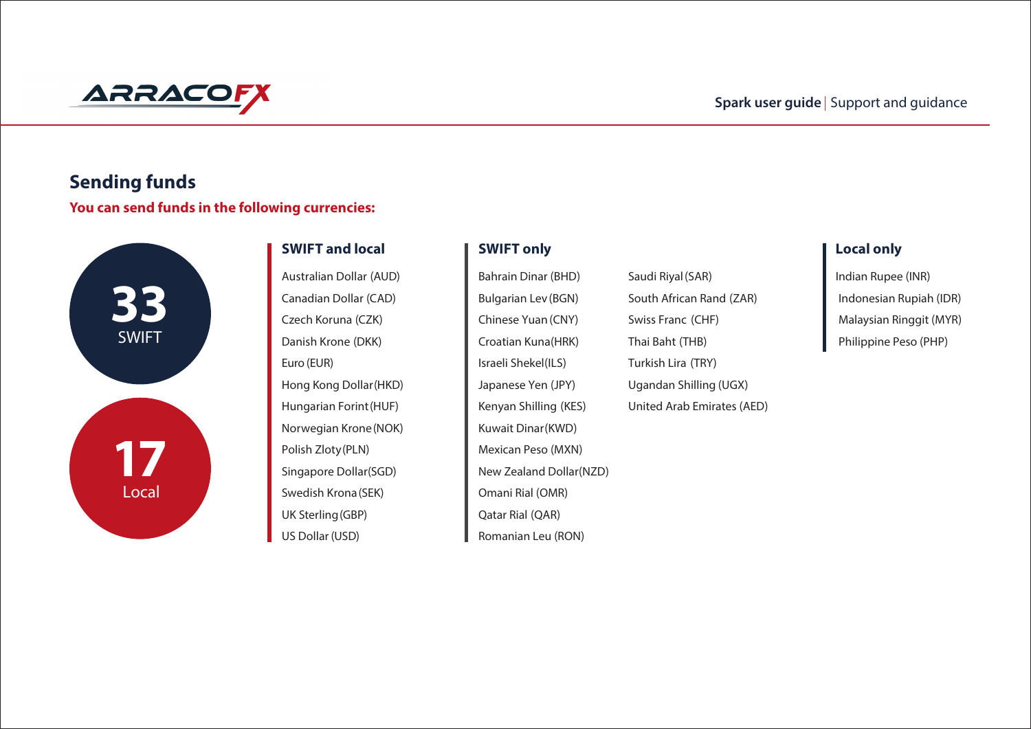## Sending funds

**You can send funds in the following currencies:**

**33** SWIFT

**17** Local

### SWIFT and local

- Australian Dollar (AUD)
- Canadian Dollar (CAD)
- Czech Koruna (CZK)
- Danish Krone (DKK)
- Euro (EUR)
- Hong Kong Dollar (HKD)
- Hungarian Forint (HUF)
- Norwegian Krone (NOK)
- Polish Zloty (PLN)
- Singapore Dollar (SGD)
- Swedish Krona (SEK)
- UK Sterling (GBP)
- US Dollar (USD)

### SWIFT only

- Bahrain Dinar (BHD)
- Bulgarian Lev (BGN)
- Chinese Yuan (CNY)
- Croatian Kuna (HRK)
- Israeli Shekel (ILS)
- Japanese Yen (JPY)
- Kenyan Shilling (KES)
- Kuwait Dinar (KWD)
- Mexican Peso (MXN)
- New Zealand Dollar (NZD)
- Omani Rial (OMR)
- Qatar Rial (QAR)
- Romanian Leu (RON)
- Saudi Riyal (SAR)
- South African Rand (ZAR)
- Swiss Franc (CHF)
- Thai Baht (THB)
- Turkish Lira (TRY)
- Ugandan Shilling (UGX)
- United Arab Emirates (AED)

### Local only

- Indian Rupee (INR)
- Indonesian Rupiah (IDR)
- Malaysian Ringgit (MYR)
- Philippine Peso (PHP)